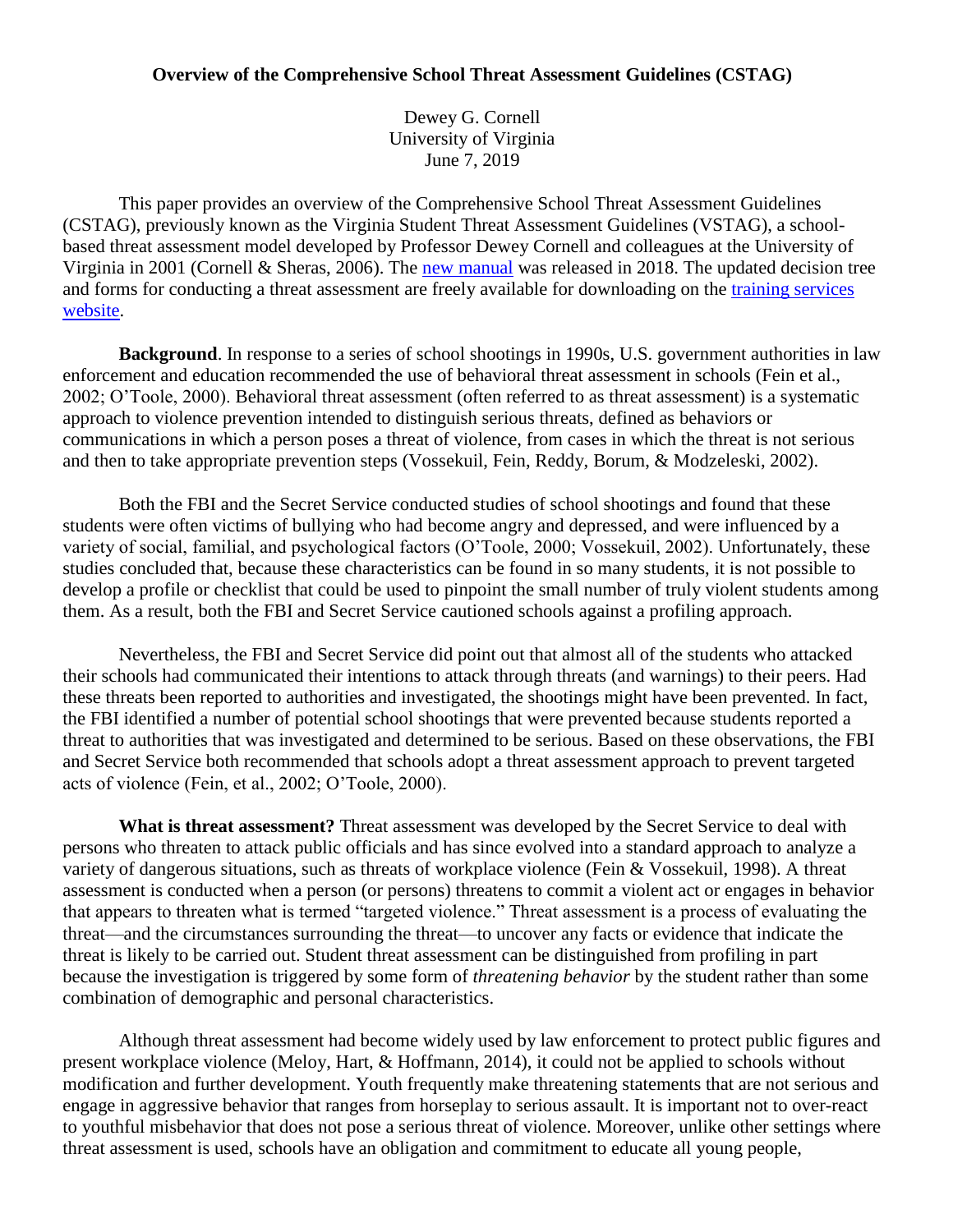# Overview of the Comprehensive School Threat Assessment Guidelines (CSTAG)

Dewey G. Cornell
University of Virginia
June 7, 2019

This paper provides an overview of the Comprehensive School Threat Assessment Guidelines (CSTAG), previously known as the Virginia Student Threat Assessment Guidelines (VSTAG), a school-based threat assessment model developed by Professor Dewey Cornell and colleagues at the University of Virginia in 2001 (Cornell & Sheras, 2006). The new manual was released in 2018. The updated decision tree and forms for conducting a threat assessment are freely available for downloading on the training services website.

**Background**. In response to a series of school shootings in 1990s, U.S. government authorities in law enforcement and education recommended the use of behavioral threat assessment in schools (Fein et al., 2002; O'Toole, 2000). Behavioral threat assessment (often referred to as threat assessment) is a systematic approach to violence prevention intended to distinguish serious threats, defined as behaviors or communications in which a person poses a threat of violence, from cases in which the threat is not serious and then to take appropriate prevention steps (Vossekuil, Fein, Reddy, Borum, & Modzeleski, 2002).

Both the FBI and the Secret Service conducted studies of school shootings and found that these students were often victims of bullying who had become angry and depressed, and were influenced by a variety of social, familial, and psychological factors (O'Toole, 2000; Vossekuil, 2002). Unfortunately, these studies concluded that, because these characteristics can be found in so many students, it is not possible to develop a profile or checklist that could be used to pinpoint the small number of truly violent students among them. As a result, both the FBI and Secret Service cautioned schools against a profiling approach.

Nevertheless, the FBI and Secret Service did point out that almost all of the students who attacked their schools had communicated their intentions to attack through threats (and warnings) to their peers. Had these threats been reported to authorities and investigated, the shootings might have been prevented. In fact, the FBI identified a number of potential school shootings that were prevented because students reported a threat to authorities that was investigated and determined to be serious. Based on these observations, the FBI and Secret Service both recommended that schools adopt a threat assessment approach to prevent targeted acts of violence (Fein, et al., 2002; O'Toole, 2000).

**What is threat assessment?** Threat assessment was developed by the Secret Service to deal with persons who threaten to attack public officials and has since evolved into a standard approach to analyze a variety of dangerous situations, such as threats of workplace violence (Fein & Vossekuil, 1998). A threat assessment is conducted when a person (or persons) threatens to commit a violent act or engages in behavior that appears to threaten what is termed "targeted violence." Threat assessment is a process of evaluating the threat—and the circumstances surrounding the threat—to uncover any facts or evidence that indicate the threat is likely to be carried out. Student threat assessment can be distinguished from profiling in part because the investigation is triggered by some form of *threatening behavior* by the student rather than some combination of demographic and personal characteristics.

Although threat assessment had become widely used by law enforcement to protect public figures and present workplace violence (Meloy, Hart, & Hoffmann, 2014), it could not be applied to schools without modification and further development. Youth frequently make threatening statements that are not serious and engage in aggressive behavior that ranges from horseplay to serious assault. It is important not to over-react to youthful misbehavior that does not pose a serious threat of violence. Moreover, unlike other settings where threat assessment is used, schools have an obligation and commitment to educate all young people,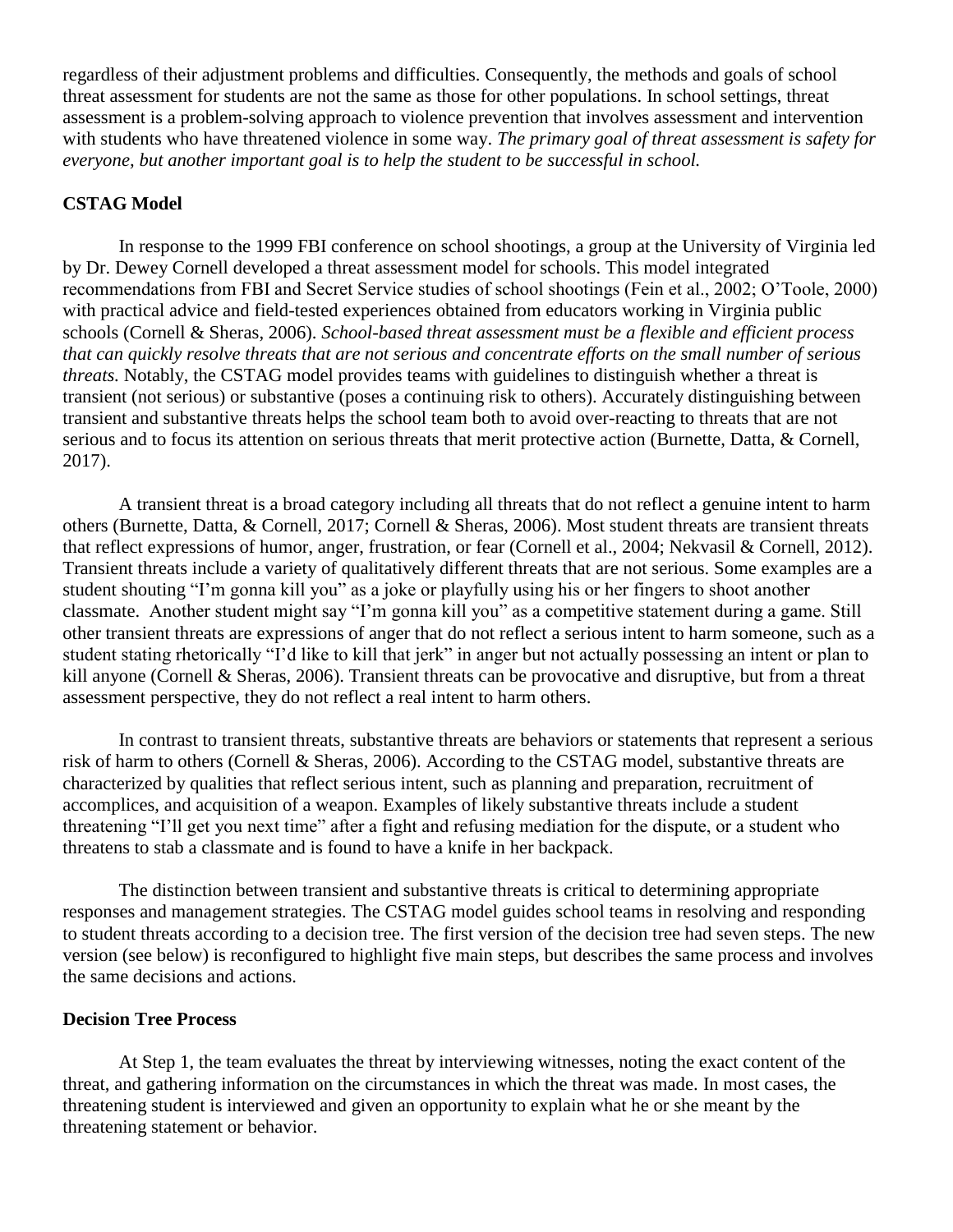regardless of their adjustment problems and difficulties. Consequently, the methods and goals of school threat assessment for students are not the same as those for other populations. In school settings, threat assessment is a problem-solving approach to violence prevention that involves assessment and intervention with students who have threatened violence in some way. *The primary goal of threat assessment is safety for everyone, but another important goal is to help the student to be successful in school.*

**CSTAG Model**

In response to the 1999 FBI conference on school shootings, a group at the University of Virginia led by Dr. Dewey Cornell developed a threat assessment model for schools. This model integrated recommendations from FBI and Secret Service studies of school shootings (Fein et al., 2002; O'Toole, 2000) with practical advice and field-tested experiences obtained from educators working in Virginia public schools (Cornell & Sheras, 2006). *School-based threat assessment must be a flexible and efficient process that can quickly resolve threats that are not serious and concentrate efforts on the small number of serious threats.* Notably, the CSTAG model provides teams with guidelines to distinguish whether a threat is transient (not serious) or substantive (poses a continuing risk to others). Accurately distinguishing between transient and substantive threats helps the school team both to avoid over-reacting to threats that are not serious and to focus its attention on serious threats that merit protective action (Burnette, Datta, & Cornell, 2017).

A transient threat is a broad category including all threats that do not reflect a genuine intent to harm others (Burnette, Datta, & Cornell, 2017; Cornell & Sheras, 2006). Most student threats are transient threats that reflect expressions of humor, anger, frustration, or fear (Cornell et al., 2004; Nekvasil & Cornell, 2012). Transient threats include a variety of qualitatively different threats that are not serious. Some examples are a student shouting "I'm gonna kill you" as a joke or playfully using his or her fingers to shoot another classmate. Another student might say "I'm gonna kill you" as a competitive statement during a game. Still other transient threats are expressions of anger that do not reflect a serious intent to harm someone, such as a student stating rhetorically "I'd like to kill that jerk" in anger but not actually possessing an intent or plan to kill anyone (Cornell & Sheras, 2006). Transient threats can be provocative and disruptive, but from a threat assessment perspective, they do not reflect a real intent to harm others.

In contrast to transient threats, substantive threats are behaviors or statements that represent a serious risk of harm to others (Cornell & Sheras, 2006). According to the CSTAG model, substantive threats are characterized by qualities that reflect serious intent, such as planning and preparation, recruitment of accomplices, and acquisition of a weapon. Examples of likely substantive threats include a student threatening "I'll get you next time" after a fight and refusing mediation for the dispute, or a student who threatens to stab a classmate and is found to have a knife in her backpack.

The distinction between transient and substantive threats is critical to determining appropriate responses and management strategies. The CSTAG model guides school teams in resolving and responding to student threats according to a decision tree. The first version of the decision tree had seven steps. The new version (see below) is reconfigured to highlight five main steps, but describes the same process and involves the same decisions and actions.

**Decision Tree Process**

At Step 1, the team evaluates the threat by interviewing witnesses, noting the exact content of the threat, and gathering information on the circumstances in which the threat was made. In most cases, the threatening student is interviewed and given an opportunity to explain what he or she meant by the threatening statement or behavior.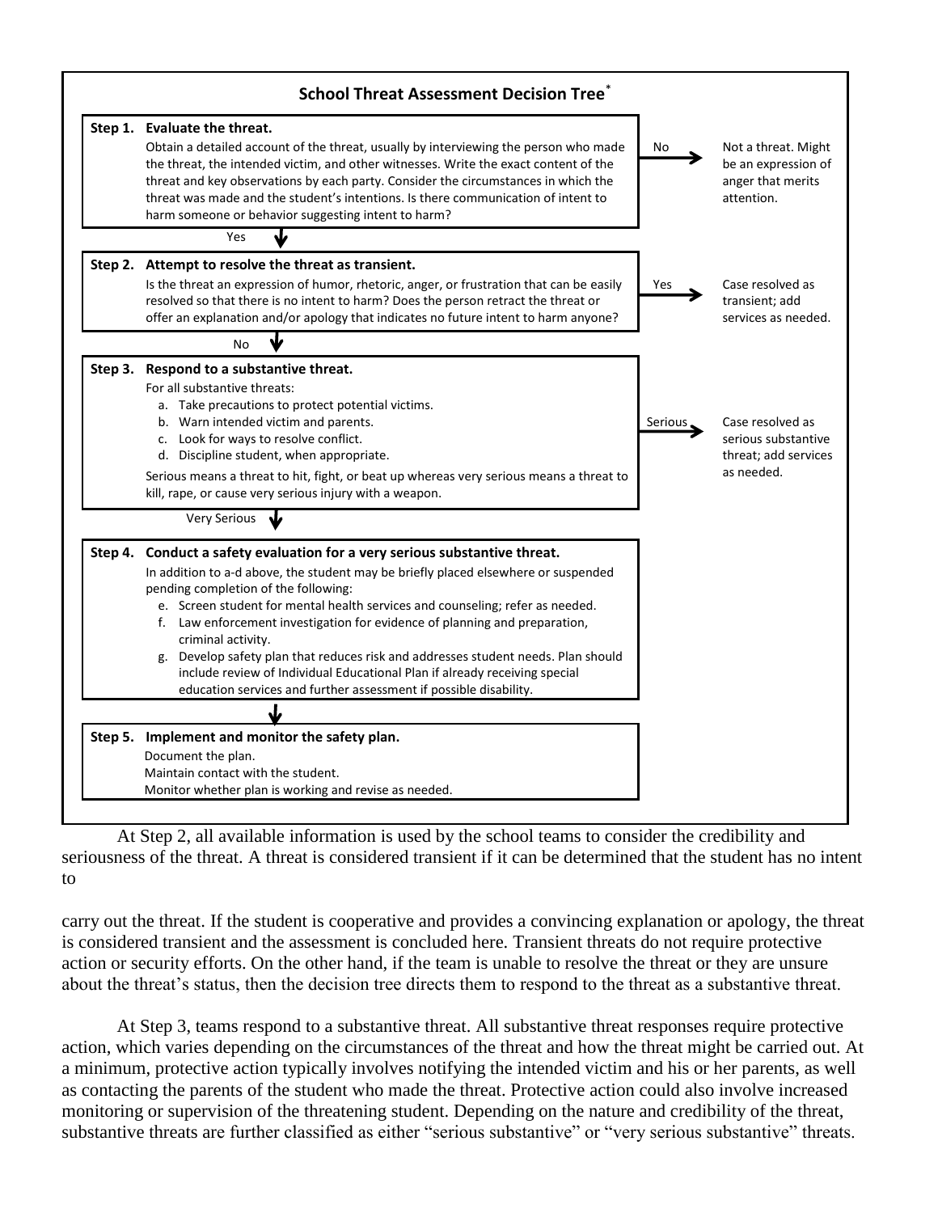## School Threat Assessment Decision Tree*

**Step 1. Evaluate the threat.**

Obtain a detailed account of the threat, usually by interviewing the person who made the threat, the intended victim, and other witnesses. Write the exact content of the threat and key observations by each party. Consider the circumstances in which the threat was made and the student's intentions. Is there communication of intent to harm someone or behavior suggesting intent to harm?

- No → Not a threat. Might be an expression of anger that merits attention.
- Yes ↓

**Step 2. Attempt to resolve the threat as transient.**

Is the threat an expression of humor, rhetoric, anger, or frustration that can be easily resolved so that there is no intent to harm? Does the person retract the threat or offer an explanation and/or apology that indicates no future intent to harm anyone?

- Yes → Case resolved as transient; add services as needed.
- No ↓

**Step 3. Respond to a substantive threat.**

For all substantive threats:

a. Take precautions to protect potential victims.
b. Warn intended victim and parents.
c. Look for ways to resolve conflict.
d. Discipline student, when appropriate.

Serious means a threat to hit, fight, or beat up whereas very serious means a threat to kill, rape, or cause very serious injury with a weapon.

- Serious → Case resolved as serious substantive threat; add services as needed.
- Very Serious ↓

**Step 4. Conduct a safety evaluation for a very serious substantive threat.**

In addition to a-d above, the student may be briefly placed elsewhere or suspended pending completion of the following:

e. Screen student for mental health services and counseling; refer as needed.
f. Law enforcement investigation for evidence of planning and preparation, criminal activity.
g. Develop safety plan that reduces risk and addresses student needs. Plan should include review of Individual Educational Plan if already receiving special education services and further assessment if possible disability.

↓

**Step 5. Implement and monitor the safety plan.**

Document the plan.
Maintain contact with the student.
Monitor whether plan is working and revise as needed.

At Step 2, all available information is used by the school teams to consider the credibility and seriousness of the threat. A threat is considered transient if it can be determined that the student has no intent to carry out the threat. If the student is cooperative and provides a convincing explanation or apology, the threat is considered transient and the assessment is concluded here. Transient threats do not require protective action or security efforts. On the other hand, if the team is unable to resolve the threat or they are unsure about the threat's status, then the decision tree directs them to respond to the threat as a substantive threat.

At Step 3, teams respond to a substantive threat. All substantive threat responses require protective action, which varies depending on the circumstances of the threat and how the threat might be carried out. At a minimum, protective action typically involves notifying the intended victim and his or her parents, as well as contacting the parents of the student who made the threat. Protective action could also involve increased monitoring or supervision of the threatening student. Depending on the nature and credibility of the threat, substantive threats are further classified as either "serious substantive" or "very serious substantive" threats.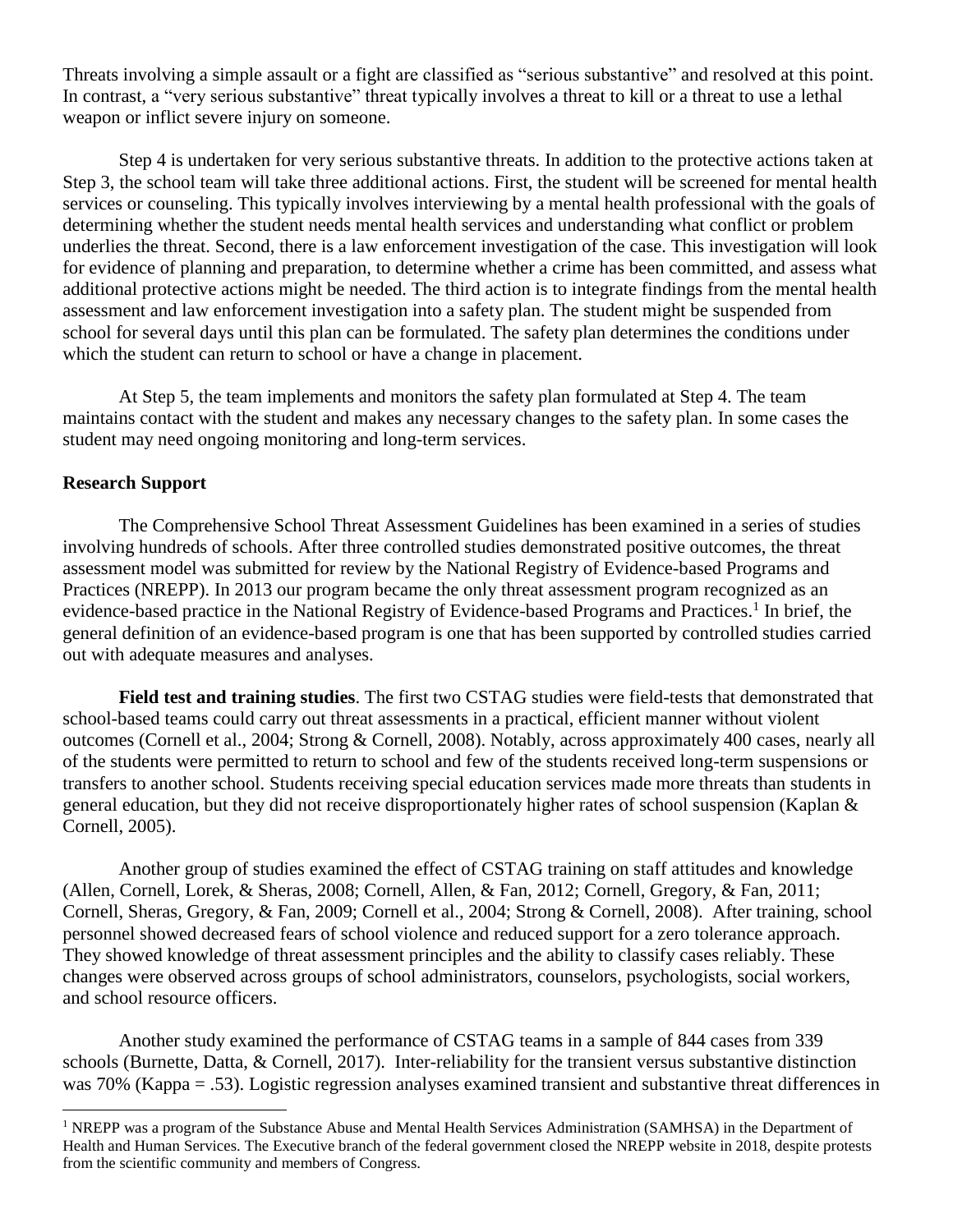Threats involving a simple assault or a fight are classified as "serious substantive" and resolved at this point. In contrast, a "very serious substantive" threat typically involves a threat to kill or a threat to use a lethal weapon or inflict severe injury on someone.

Step 4 is undertaken for very serious substantive threats. In addition to the protective actions taken at Step 3, the school team will take three additional actions. First, the student will be screened for mental health services or counseling. This typically involves interviewing by a mental health professional with the goals of determining whether the student needs mental health services and understanding what conflict or problem underlies the threat. Second, there is a law enforcement investigation of the case. This investigation will look for evidence of planning and preparation, to determine whether a crime has been committed, and assess what additional protective actions might be needed. The third action is to integrate findings from the mental health assessment and law enforcement investigation into a safety plan. The student might be suspended from school for several days until this plan can be formulated. The safety plan determines the conditions under which the student can return to school or have a change in placement.

At Step 5, the team implements and monitors the safety plan formulated at Step 4. The team maintains contact with the student and makes any necessary changes to the safety plan. In some cases the student may need ongoing monitoring and long-term services.

## Research Support

The Comprehensive School Threat Assessment Guidelines has been examined in a series of studies involving hundreds of schools. After three controlled studies demonstrated positive outcomes, the threat assessment model was submitted for review by the National Registry of Evidence-based Programs and Practices (NREPP). In 2013 our program became the only threat assessment program recognized as an evidence-based practice in the National Registry of Evidence-based Programs and Practices.[1] In brief, the general definition of an evidence-based program is one that has been supported by controlled studies carried out with adequate measures and analyses.

**Field test and training studies**. The first two CSTAG studies were field-tests that demonstrated that school-based teams could carry out threat assessments in a practical, efficient manner without violent outcomes (Cornell et al., 2004; Strong & Cornell, 2008). Notably, across approximately 400 cases, nearly all of the students were permitted to return to school and few of the students received long-term suspensions or transfers to another school. Students receiving special education services made more threats than students in general education, but they did not receive disproportionately higher rates of school suspension (Kaplan & Cornell, 2005).

Another group of studies examined the effect of CSTAG training on staff attitudes and knowledge (Allen, Cornell, Lorek, & Sheras, 2008; Cornell, Allen, & Fan, 2012; Cornell, Gregory, & Fan, 2011; Cornell, Sheras, Gregory, & Fan, 2009; Cornell et al., 2004; Strong & Cornell, 2008). After training, school personnel showed decreased fears of school violence and reduced support for a zero tolerance approach. They showed knowledge of threat assessment principles and the ability to classify cases reliably. These changes were observed across groups of school administrators, counselors, psychologists, social workers, and school resource officers.

Another study examined the performance of CSTAG teams in a sample of 844 cases from 339 schools (Burnette, Datta, & Cornell, 2017). Inter-reliability for the transient versus substantive distinction was 70% (Kappa = .53). Logistic regression analyses examined transient and substantive threat differences in

[1] NREPP was a program of the Substance Abuse and Mental Health Services Administration (SAMHSA) in the Department of Health and Human Services. The Executive branch of the federal government closed the NREPP website in 2018, despite protests from the scientific community and members of Congress.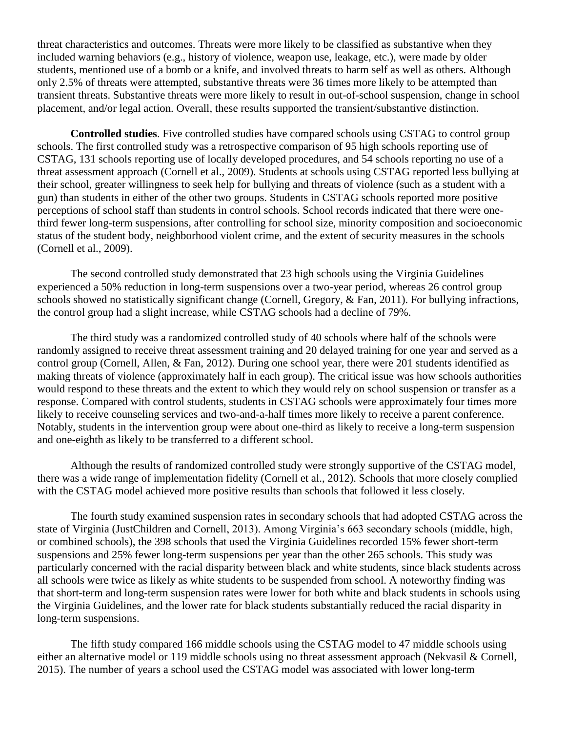threat characteristics and outcomes. Threats were more likely to be classified as substantive when they included warning behaviors (e.g., history of violence, weapon use, leakage, etc.), were made by older students, mentioned use of a bomb or a knife, and involved threats to harm self as well as others. Although only 2.5% of threats were attempted, substantive threats were 36 times more likely to be attempted than transient threats. Substantive threats were more likely to result in out-of-school suspension, change in school placement, and/or legal action. Overall, these results supported the transient/substantive distinction.

**Controlled studies**. Five controlled studies have compared schools using CSTAG to control group schools. The first controlled study was a retrospective comparison of 95 high schools reporting use of CSTAG, 131 schools reporting use of locally developed procedures, and 54 schools reporting no use of a threat assessment approach (Cornell et al., 2009). Students at schools using CSTAG reported less bullying at their school, greater willingness to seek help for bullying and threats of violence (such as a student with a gun) than students in either of the other two groups. Students in CSTAG schools reported more positive perceptions of school staff than students in control schools. School records indicated that there were one-third fewer long-term suspensions, after controlling for school size, minority composition and socioeconomic status of the student body, neighborhood violent crime, and the extent of security measures in the schools (Cornell et al., 2009).

The second controlled study demonstrated that 23 high schools using the Virginia Guidelines experienced a 50% reduction in long-term suspensions over a two-year period, whereas 26 control group schools showed no statistically significant change (Cornell, Gregory, & Fan, 2011). For bullying infractions, the control group had a slight increase, while CSTAG schools had a decline of 79%.

The third study was a randomized controlled study of 40 schools where half of the schools were randomly assigned to receive threat assessment training and 20 delayed training for one year and served as a control group (Cornell, Allen, & Fan, 2012). During one school year, there were 201 students identified as making threats of violence (approximately half in each group). The critical issue was how schools authorities would respond to these threats and the extent to which they would rely on school suspension or transfer as a response. Compared with control students, students in CSTAG schools were approximately four times more likely to receive counseling services and two-and-a-half times more likely to receive a parent conference. Notably, students in the intervention group were about one-third as likely to receive a long-term suspension and one-eighth as likely to be transferred to a different school.

Although the results of randomized controlled study were strongly supportive of the CSTAG model, there was a wide range of implementation fidelity (Cornell et al., 2012). Schools that more closely complied with the CSTAG model achieved more positive results than schools that followed it less closely.

The fourth study examined suspension rates in secondary schools that had adopted CSTAG across the state of Virginia (JustChildren and Cornell, 2013). Among Virginia's 663 secondary schools (middle, high, or combined schools), the 398 schools that used the Virginia Guidelines recorded 15% fewer short-term suspensions and 25% fewer long-term suspensions per year than the other 265 schools. This study was particularly concerned with the racial disparity between black and white students, since black students across all schools were twice as likely as white students to be suspended from school. A noteworthy finding was that short-term and long-term suspension rates were lower for both white and black students in schools using the Virginia Guidelines, and the lower rate for black students substantially reduced the racial disparity in long-term suspensions.

The fifth study compared 166 middle schools using the CSTAG model to 47 middle schools using either an alternative model or 119 middle schools using no threat assessment approach (Nekvasil & Cornell, 2015). The number of years a school used the CSTAG model was associated with lower long-term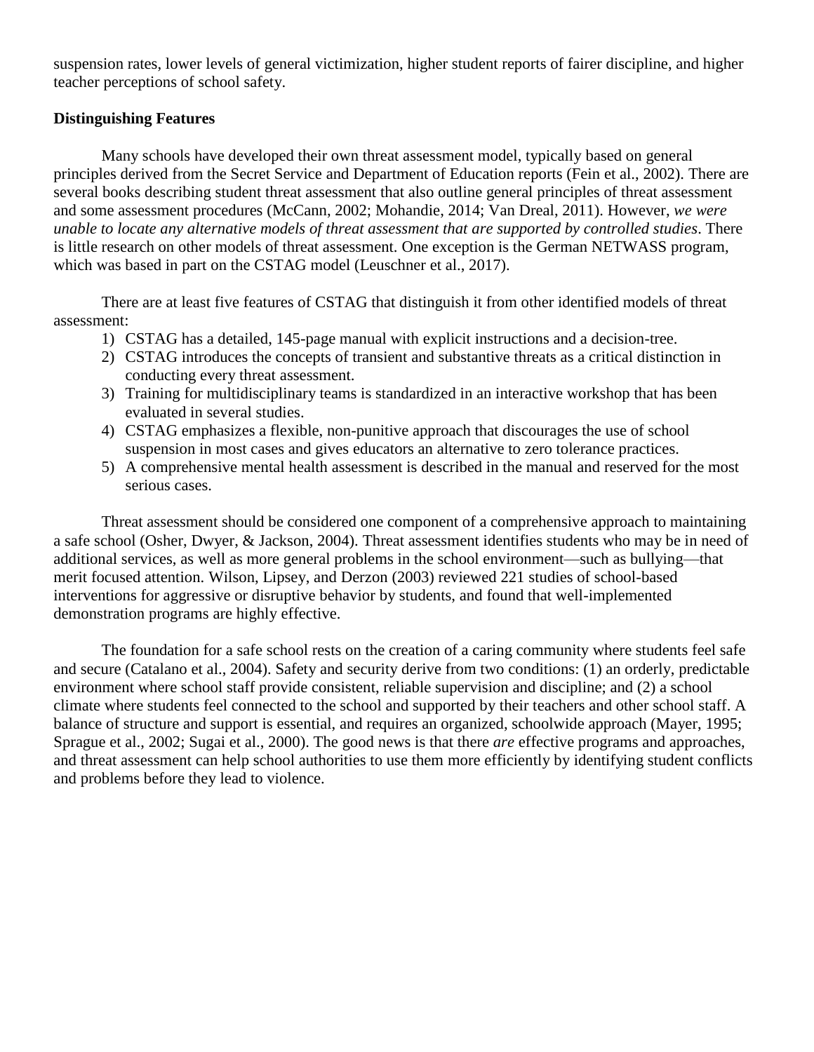suspension rates, lower levels of general victimization, higher student reports of fairer discipline, and higher teacher perceptions of school safety.

**Distinguishing Features**

Many schools have developed their own threat assessment model, typically based on general principles derived from the Secret Service and Department of Education reports (Fein et al., 2002). There are several books describing student threat assessment that also outline general principles of threat assessment and some assessment procedures (McCann, 2002; Mohandie, 2014; Van Dreal, 2011). However, *we were unable to locate any alternative models of threat assessment that are supported by controlled studies*. There is little research on other models of threat assessment. One exception is the German NETWASS program, which was based in part on the CSTAG model (Leuschner et al., 2017).

There are at least five features of CSTAG that distinguish it from other identified models of threat assessment:

1) CSTAG has a detailed, 145-page manual with explicit instructions and a decision-tree.
2) CSTAG introduces the concepts of transient and substantive threats as a critical distinction in conducting every threat assessment.
3) Training for multidisciplinary teams is standardized in an interactive workshop that has been evaluated in several studies.
4) CSTAG emphasizes a flexible, non-punitive approach that discourages the use of school suspension in most cases and gives educators an alternative to zero tolerance practices.
5) A comprehensive mental health assessment is described in the manual and reserved for the most serious cases.

Threat assessment should be considered one component of a comprehensive approach to maintaining a safe school (Osher, Dwyer, & Jackson, 2004). Threat assessment identifies students who may be in need of additional services, as well as more general problems in the school environment—such as bullying—that merit focused attention. Wilson, Lipsey, and Derzon (2003) reviewed 221 studies of school-based interventions for aggressive or disruptive behavior by students, and found that well-implemented demonstration programs are highly effective.

The foundation for a safe school rests on the creation of a caring community where students feel safe and secure (Catalano et al., 2004). Safety and security derive from two conditions: (1) an orderly, predictable environment where school staff provide consistent, reliable supervision and discipline; and (2) a school climate where students feel connected to the school and supported by their teachers and other school staff. A balance of structure and support is essential, and requires an organized, schoolwide approach (Mayer, 1995; Sprague et al., 2002; Sugai et al., 2000). The good news is that there *are* effective programs and approaches, and threat assessment can help school authorities to use them more efficiently by identifying student conflicts and problems before they lead to violence.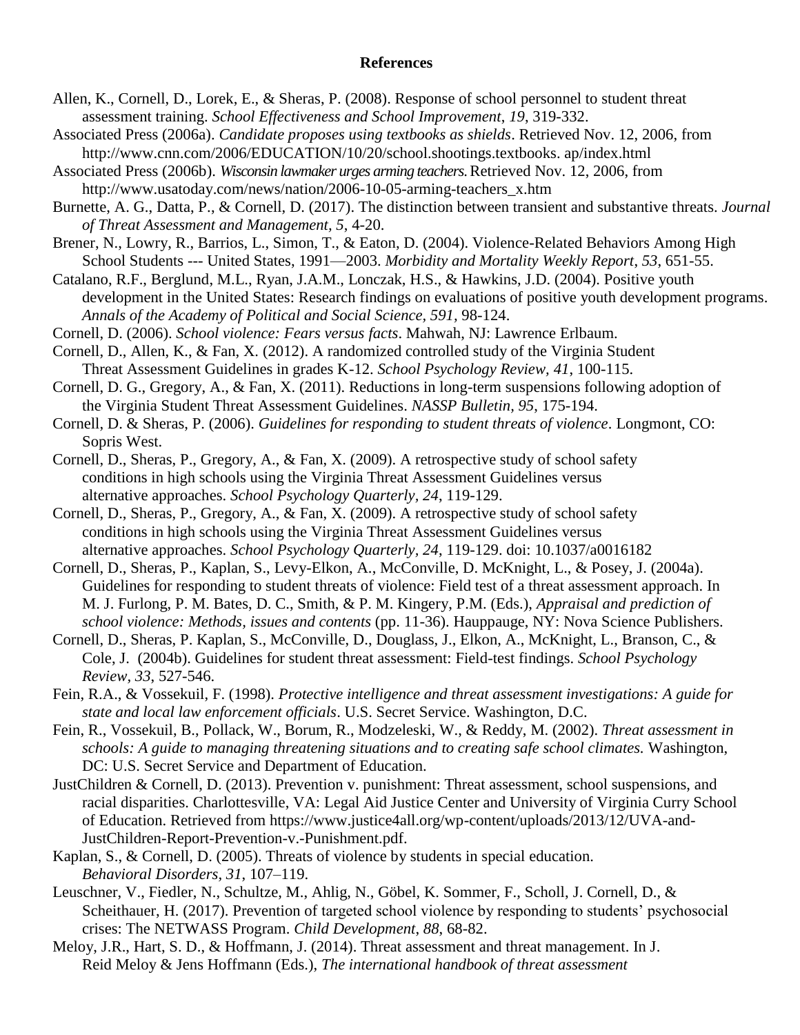**References**

Allen, K., Cornell, D., Lorek, E., & Sheras, P. (2008). Response of school personnel to student threat assessment training. *School Effectiveness and School Improvement*, *19*, 319-332.

Associated Press (2006a). *Candidate proposes using textbooks as shields*. Retrieved Nov. 12, 2006, from http://www.cnn.com/2006/EDUCATION/10/20/school.shootings.textbooks. ap/index.html

Associated Press (2006b). *Wisconsin lawmaker urges arming teachers.* Retrieved Nov. 12, 2006, from http://www.usatoday.com/news/nation/2006-10-05-arming-teachers_x.htm

Burnette, A. G., Datta, P., & Cornell, D. (2017). The distinction between transient and substantive threats. *Journal of Threat Assessment and Management*, *5*, 4-20.

Brener, N., Lowry, R., Barrios, L., Simon, T., & Eaton, D. (2004). Violence-Related Behaviors Among High School Students --- United States, 1991—2003. *Morbidity and Mortality Weekly Report*, *53*, 651-55.

Catalano, R.F., Berglund, M.L., Ryan, J.A.M., Lonczak, H.S., & Hawkins, J.D. (2004). Positive youth development in the United States: Research findings on evaluations of positive youth development programs. *Annals of the Academy of Political and Social Science, 591,* 98-124.

Cornell, D. (2006). *School violence: Fears versus facts*. Mahwah, NJ: Lawrence Erlbaum.

Cornell, D., Allen, K., & Fan, X. (2012). A randomized controlled study of the Virginia Student Threat Assessment Guidelines in grades K-12. *School Psychology Review, 41*, 100-115.

Cornell, D. G., Gregory, A., & Fan, X. (2011). Reductions in long-term suspensions following adoption of the Virginia Student Threat Assessment Guidelines. *NASSP Bulletin, 95*, 175-194.

Cornell, D. & Sheras, P. (2006). *Guidelines for responding to student threats of violence*. Longmont, CO: Sopris West.

Cornell, D., Sheras, P., Gregory, A., & Fan, X. (2009). A retrospective study of school safety conditions in high schools using the Virginia Threat Assessment Guidelines versus alternative approaches. *School Psychology Quarterly, 24*, 119-129.

Cornell, D., Sheras, P., Gregory, A., & Fan, X. (2009). A retrospective study of school safety conditions in high schools using the Virginia Threat Assessment Guidelines versus alternative approaches. *School Psychology Quarterly, 24*, 119-129. doi: 10.1037/a0016182

Cornell, D., Sheras, P., Kaplan, S., Levy-Elkon, A., McConville, D. McKnight, L., & Posey, J. (2004a). Guidelines for responding to student threats of violence: Field test of a threat assessment approach. In M. J. Furlong, P. M. Bates, D. C., Smith, & P. M. Kingery, P.M. (Eds.), *Appraisal and prediction of school violence: Methods, issues and contents* (pp. 11-36). Hauppauge, NY: Nova Science Publishers.

Cornell, D., Sheras, P. Kaplan, S., McConville, D., Douglass, J., Elkon, A., McKnight, L., Branson, C., & Cole, J. (2004b). Guidelines for student threat assessment: Field-test findings. *School Psychology Review, 33*, 527-546.

Fein, R.A., & Vossekuil, F. (1998). *Protective intelligence and threat assessment investigations: A guide for state and local law enforcement officials*. U.S. Secret Service. Washington, D.C.

Fein, R., Vossekuil, B., Pollack, W., Borum, R., Modzeleski, W., & Reddy, M. (2002). *Threat assessment in schools: A guide to managing threatening situations and to creating safe school climates.* Washington, DC: U.S. Secret Service and Department of Education.

JustChildren & Cornell, D. (2013). Prevention v. punishment: Threat assessment, school suspensions, and racial disparities. Charlottesville, VA: Legal Aid Justice Center and University of Virginia Curry School of Education. Retrieved from https://www.justice4all.org/wp-content/uploads/2013/12/UVA-and-JustChildren-Report-Prevention-v.-Punishment.pdf.

Kaplan, S., & Cornell, D. (2005). Threats of violence by students in special education. *Behavioral Disorders, 31*, 107–119.

Leuschner, V., Fiedler, N., Schultze, M., Ahlig, N., Göbel, K. Sommer, F., Scholl, J. Cornell, D., & Scheithauer, H. (2017). Prevention of targeted school violence by responding to students' psychosocial crises: The NETWASS Program. *Child Development*, *88*, 68-82.

Meloy, J.R., Hart, S. D., & Hoffmann, J. (2014). Threat assessment and threat management. In J. Reid Meloy & Jens Hoffmann (Eds.), *The international handbook of threat assessment*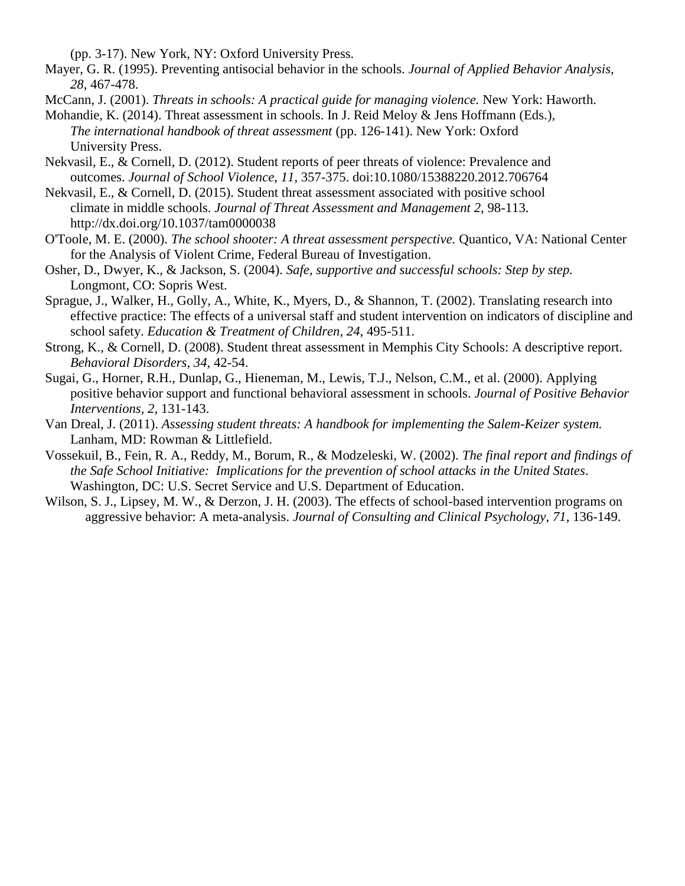(pp. 3-17). New York, NY: Oxford University Press.

Mayer, G. R. (1995). Preventing antisocial behavior in the schools. *Journal of Applied Behavior Analysis*, *28*, 467-478.

McCann, J. (2001). *Threats in schools: A practical guide for managing violence.* New York: Haworth.

Mohandie, K. (2014). Threat assessment in schools. In J. Reid Meloy & Jens Hoffmann (Eds.), *The international handbook of threat assessment* (pp. 126-141). New York: Oxford University Press.

Nekvasil, E., & Cornell, D. (2012). Student reports of peer threats of violence: Prevalence and outcomes. *Journal of School Violence*, *11*, 357-375. doi:10.1080/15388220.2012.706764

Nekvasil, E., & Cornell, D. (2015). Student threat assessment associated with positive school climate in middle schools. *Journal of Threat Assessment and Management 2*, 98-113. http://dx.doi.org/10.1037/tam0000038

O'Toole, M. E. (2000). *The school shooter: A threat assessment perspective.* Quantico, VA: National Center for the Analysis of Violent Crime, Federal Bureau of Investigation.

Osher, D., Dwyer, K., & Jackson, S. (2004). *Safe, supportive and successful schools: Step by step.* Longmont, CO: Sopris West.

Sprague, J., Walker, H., Golly, A., White, K., Myers, D., & Shannon, T. (2002). Translating research into effective practice: The effects of a universal staff and student intervention on indicators of discipline and school safety. *Education & Treatment of Children*, *24*, 495-511.

Strong, K., & Cornell, D. (2008). Student threat assessment in Memphis City Schools: A descriptive report. *Behavioral Disorders, 34,* 42-54.

Sugai, G., Horner, R.H., Dunlap, G., Hieneman, M., Lewis, T.J., Nelson, C.M., et al. (2000). Applying positive behavior support and functional behavioral assessment in schools. *Journal of Positive Behavior Interventions*, *2*, 131-143.

Van Dreal, J. (2011). *Assessing student threats: A handbook for implementing the Salem-Keizer system.* Lanham, MD: Rowman & Littlefield.

Vossekuil, B., Fein, R. A., Reddy, M., Borum, R., & Modzeleski, W. (2002). *The final report and findings of the Safe School Initiative: Implications for the prevention of school attacks in the United States*. Washington, DC: U.S. Secret Service and U.S. Department of Education.

Wilson, S. J., Lipsey, M. W., & Derzon, J. H. (2003). The effects of school-based intervention programs on aggressive behavior: A meta-analysis. *Journal of Consulting and Clinical Psychology*, *71*, 136-149.